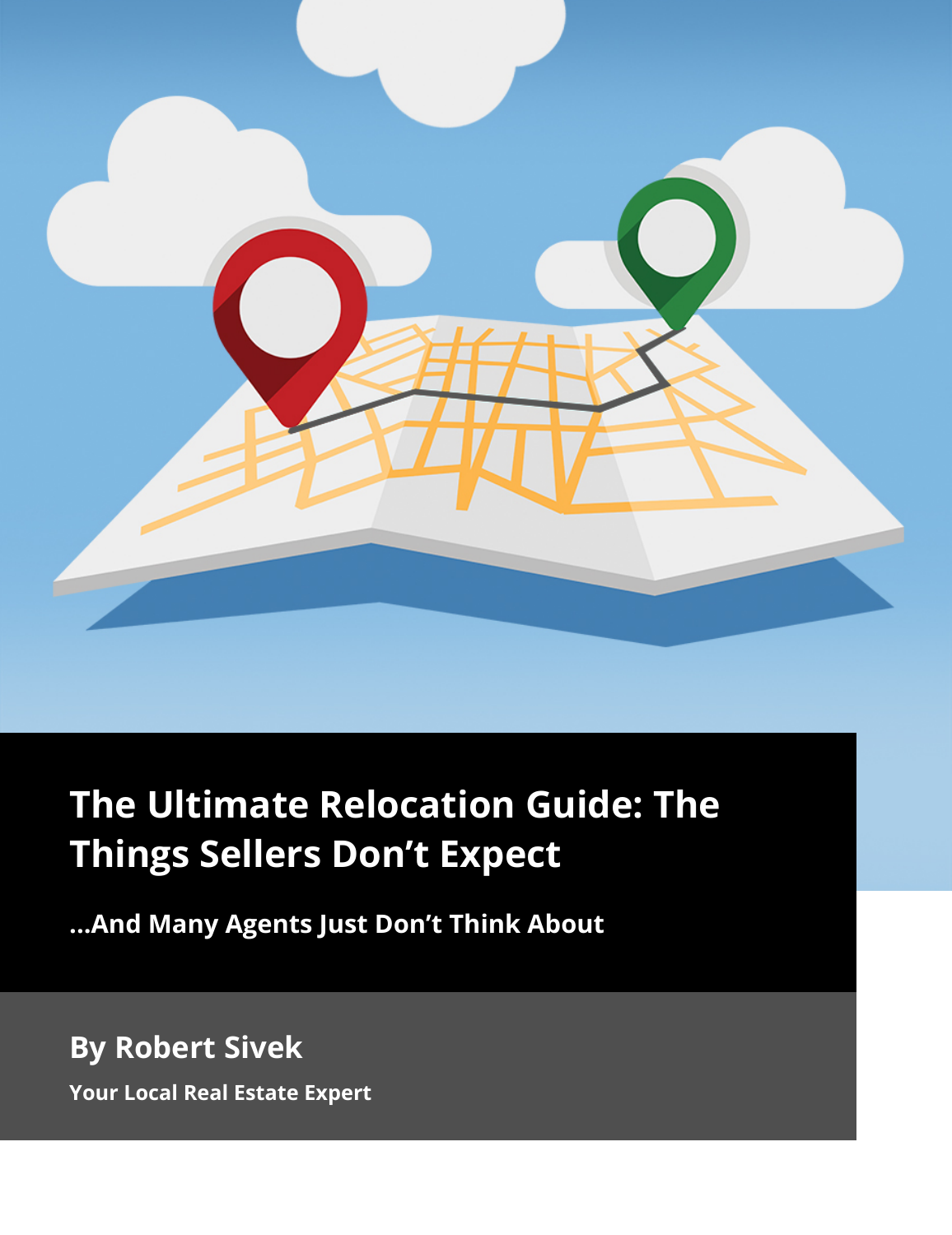# The Ultimate Relocation Guide: The Things Sellers Don't Expect

**...And Many Agents Just Don't Think About**

**By Robert Sivek**

**Your Local Real Estate Expert**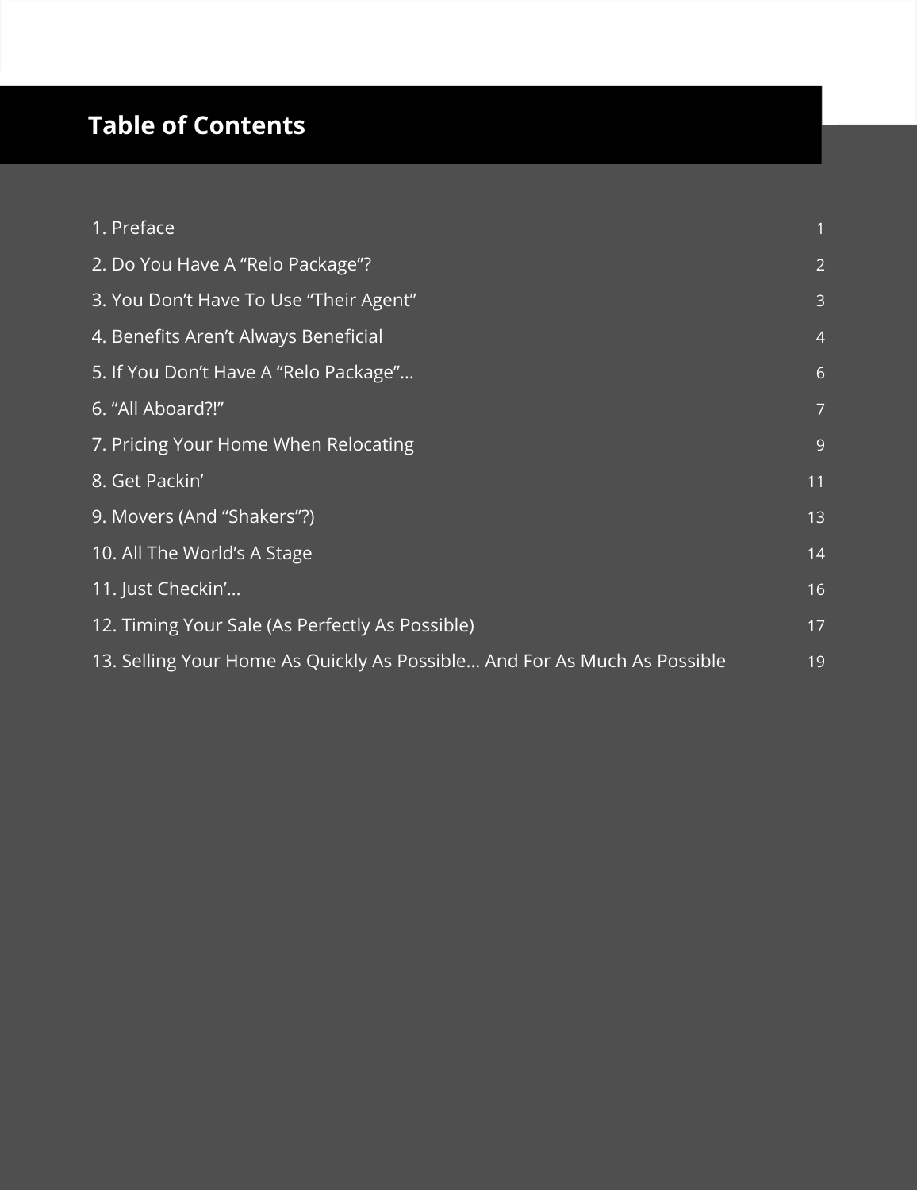# Table of Contents

| | |
|---|---|
| 1. Preface | 1 |
| 2. Do You Have A "Relo Package"? | 2 |
| 3. You Don't Have To Use "Their Agent" | 3 |
| 4. Benefits Aren't Always Beneficial | 4 |
| 5. If You Don't Have A "Relo Package"... | 6 |
| 6. "All Aboard?!" | 7 |
| 7. Pricing Your Home When Relocating | 9 |
| 8. Get Packin' | 11 |
| 9. Movers (And "Shakers"?) | 13 |
| 10. All The World's A Stage | 14 |
| 11. Just Checkin'... | 16 |
| 12. Timing Your Sale (As Perfectly As Possible) | 17 |
| 13. Selling Your Home As Quickly As Possible... And For As Much As Possible | 19 |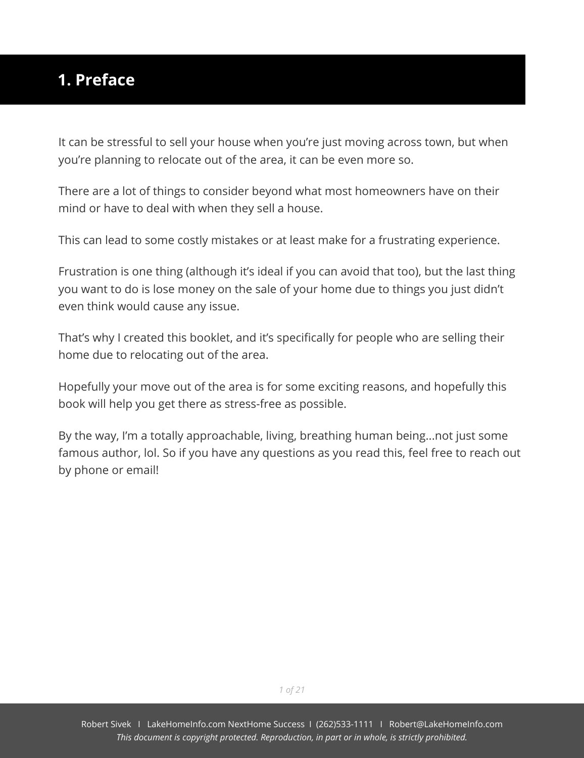# 1. Preface

It can be stressful to sell your house when you're just moving across town, but when you're planning to relocate out of the area, it can be even more so.

There are a lot of things to consider beyond what most homeowners have on their mind or have to deal with when they sell a house.

This can lead to some costly mistakes or at least make for a frustrating experience.

Frustration is one thing (although it's ideal if you can avoid that too), but the last thing you want to do is lose money on the sale of your home due to things you just didn't even think would cause any issue.

That's why I created this booklet, and it's specifically for people who are selling their home due to relocating out of the area.

Hopefully your move out of the area is for some exciting reasons, and hopefully this book will help you get there as stress-free as possible.

By the way, I'm a totally approachable, living, breathing human being...not just some famous author, lol. So if you have any questions as you read this, feel free to reach out by phone or email!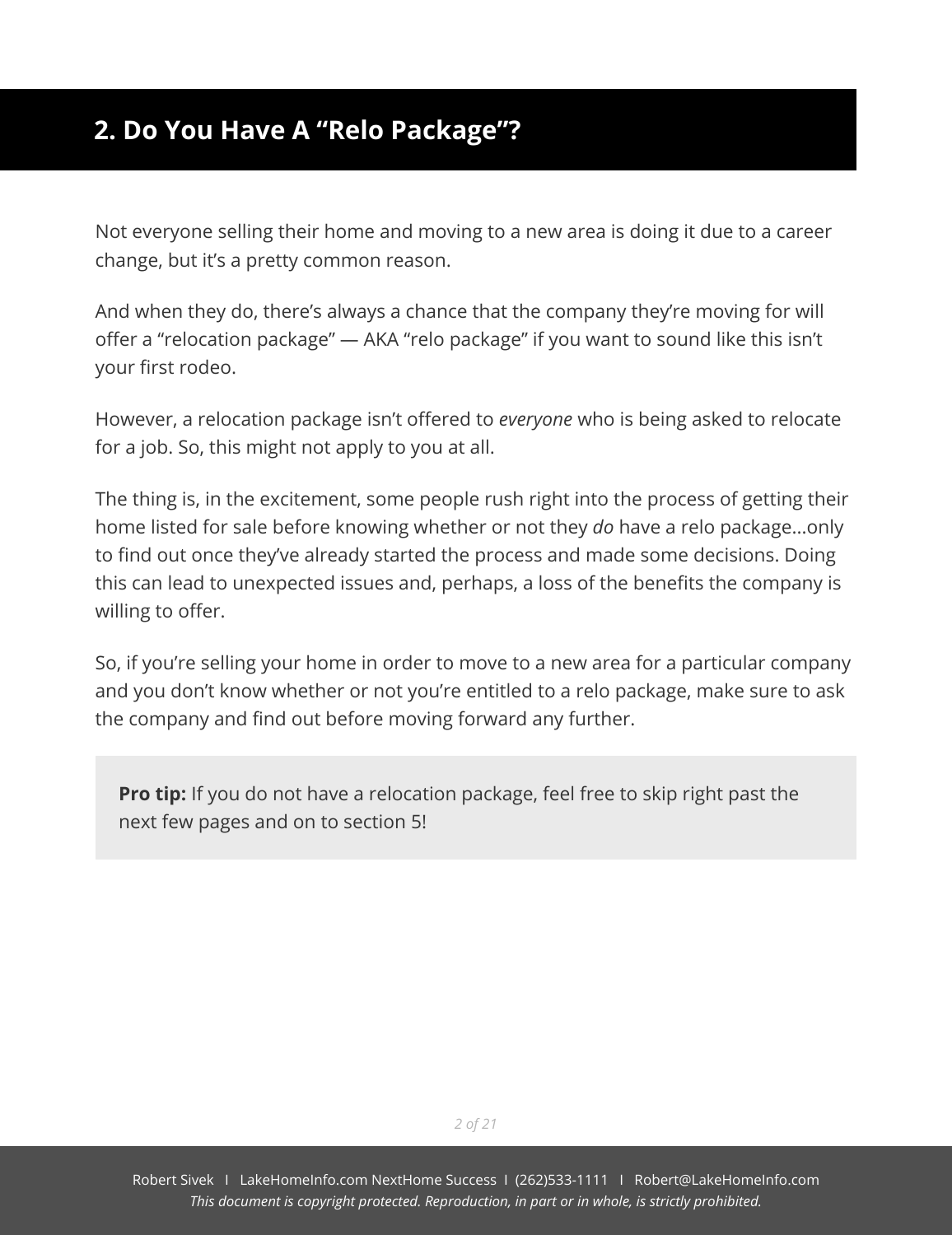## 2. Do You Have A "Relo Package"?

Not everyone selling their home and moving to a new area is doing it due to a career change, but it's a pretty common reason.

And when they do, there's always a chance that the company they're moving for will offer a "relocation package" — AKA "relo package" if you want to sound like this isn't your first rodeo.

However, a relocation package isn't offered to *everyone* who is being asked to relocate for a job. So, this might not apply to you at all.

The thing is, in the excitement, some people rush right into the process of getting their home listed for sale before knowing whether or not they *do* have a relo package...only to find out once they've already started the process and made some decisions. Doing this can lead to unexpected issues and, perhaps, a loss of the benefits the company is willing to offer.

So, if you're selling your home in order to move to a new area for a particular company and you don't know whether or not you're entitled to a relo package, make sure to ask the company and find out before moving forward any further.

> **Pro tip:** If you do not have a relocation package, feel free to skip right past the next few pages and on to section 5!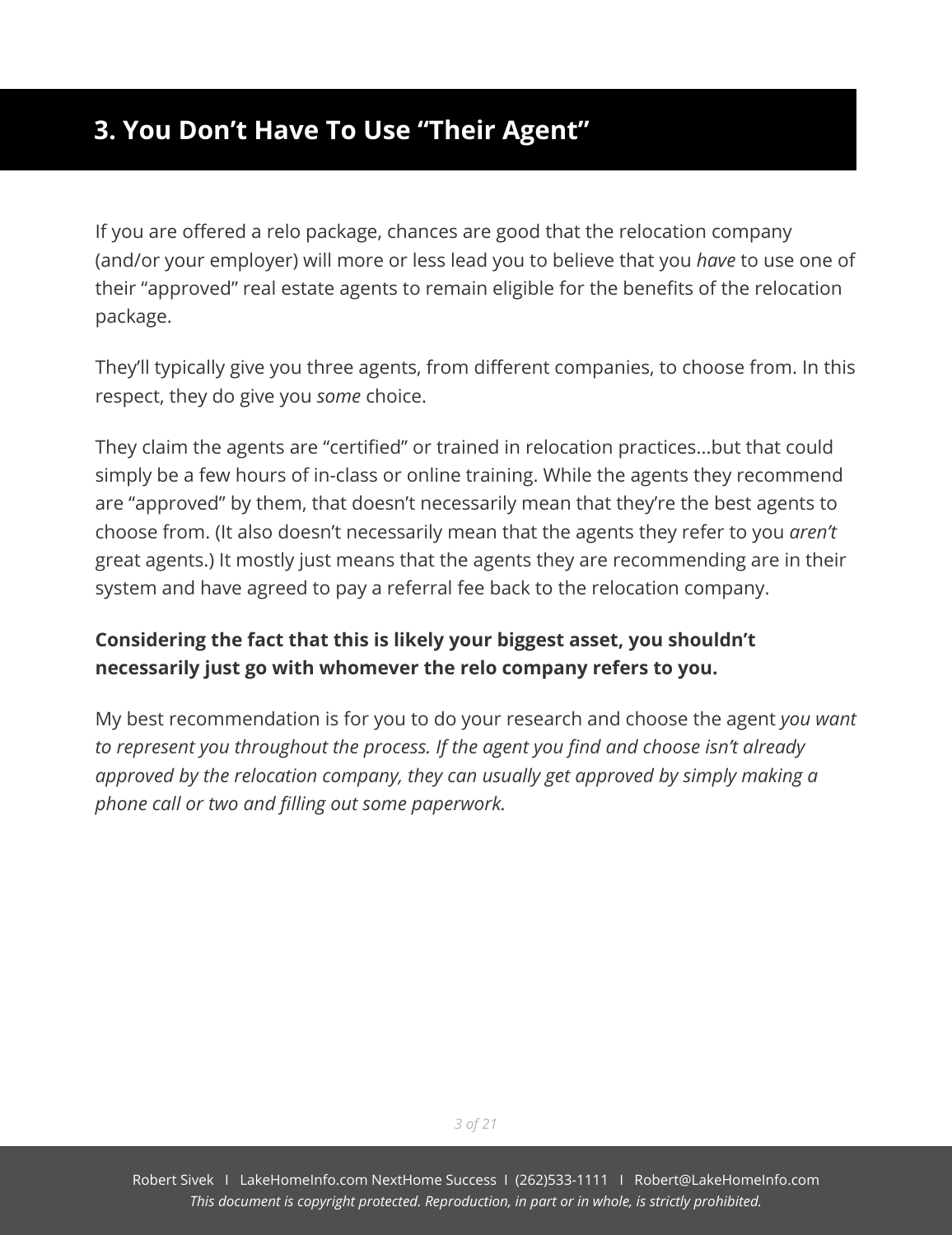## 3. You Don't Have To Use "Their Agent"

If you are offered a relo package, chances are good that the relocation company (and/or your employer) will more or less lead you to believe that you *have* to use one of their "approved" real estate agents to remain eligible for the benefits of the relocation package.

They'll typically give you three agents, from different companies, to choose from. In this respect, they do give you *some* choice.

They claim the agents are "certified" or trained in relocation practices…but that could simply be a few hours of in-class or online training. While the agents they recommend are "approved" by them, that doesn't necessarily mean that they're the best agents to choose from. (It also doesn't necessarily mean that the agents they refer to you *aren't* great agents.) It mostly just means that the agents they are recommending are in their system and have agreed to pay a referral fee back to the relocation company.

**Considering the fact that this is likely your biggest asset, you shouldn't necessarily just go with whomever the relo company refers to you.**

My best recommendation is for you to do your research and choose the agent *you want to represent you throughout the process. If the agent you find and choose isn't already approved by the relocation company, they can usually get approved by simply making a phone call or two and filling out some paperwork.*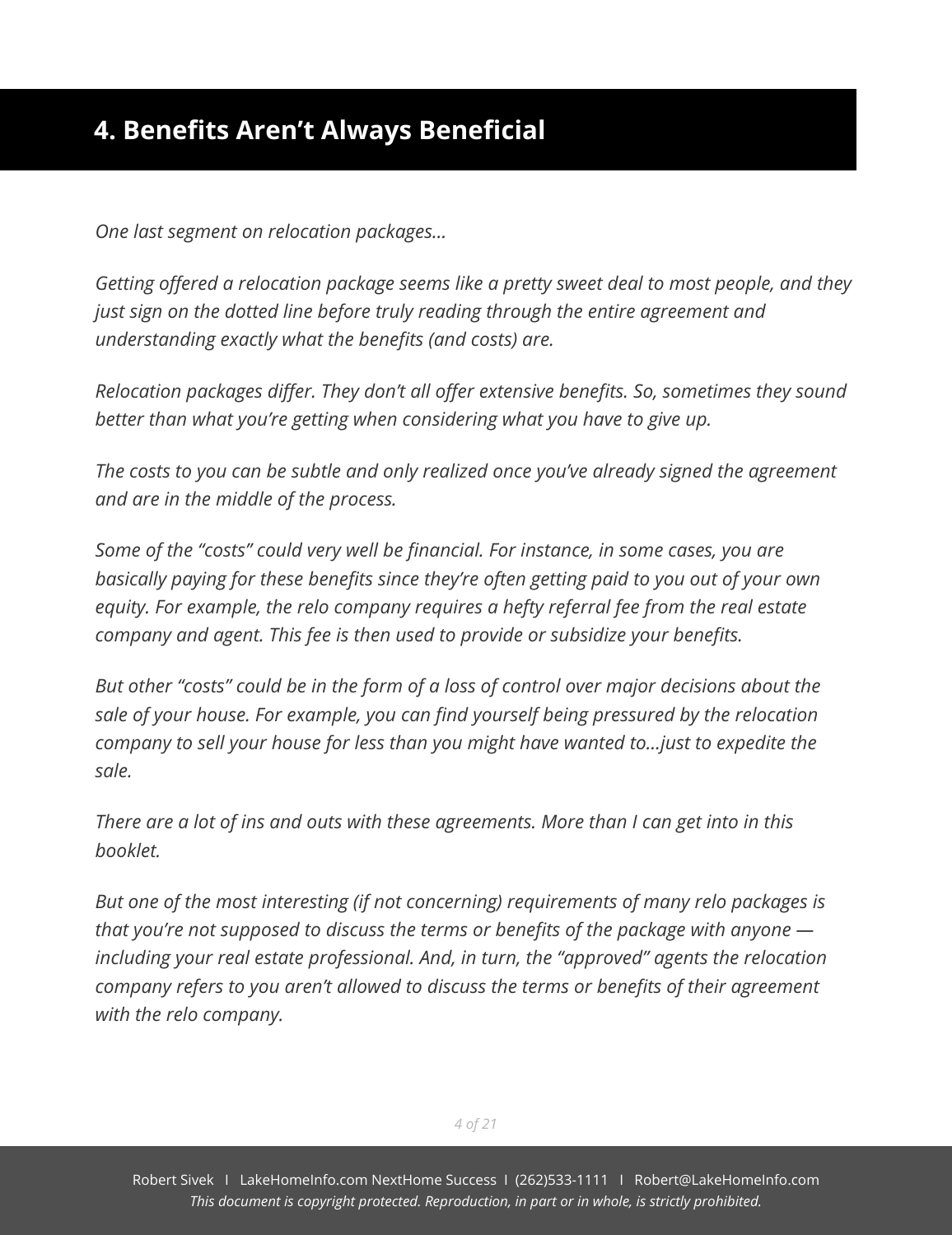## 4. Benefits Aren't Always Beneficial

*One last segment on relocation packages…*

*Getting offered a relocation package seems like a pretty sweet deal to most people, and they just sign on the dotted line before truly reading through the entire agreement and understanding exactly what the benefits (and costs) are.*

*Relocation packages differ. They don't all offer extensive benefits. So, sometimes they sound better than what you're getting when considering what you have to give up.*

*The costs to you can be subtle and only realized once you've already signed the agreement and are in the middle of the process.*

*Some of the "costs" could very well be financial. For instance, in some cases, you are basically paying for these benefits since they're often getting paid to you out of your own equity. For example, the relo company requires a hefty referral fee from the real estate company and agent. This fee is then used to provide or subsidize your benefits.*

*But other "costs" could be in the form of a loss of control over major decisions about the sale of your house. For example, you can find yourself being pressured by the relocation company to sell your house for less than you might have wanted to…just to expedite the sale.*

*There are a lot of ins and outs with these agreements. More than I can get into in this booklet.*

*But one of the most interesting (if not concerning) requirements of many relo packages is that you're not supposed to discuss the terms or benefits of the package with anyone — including your real estate professional. And, in turn, the "approved" agents the relocation company refers to you aren't allowed to discuss the terms or benefits of their agreement with the relo company.*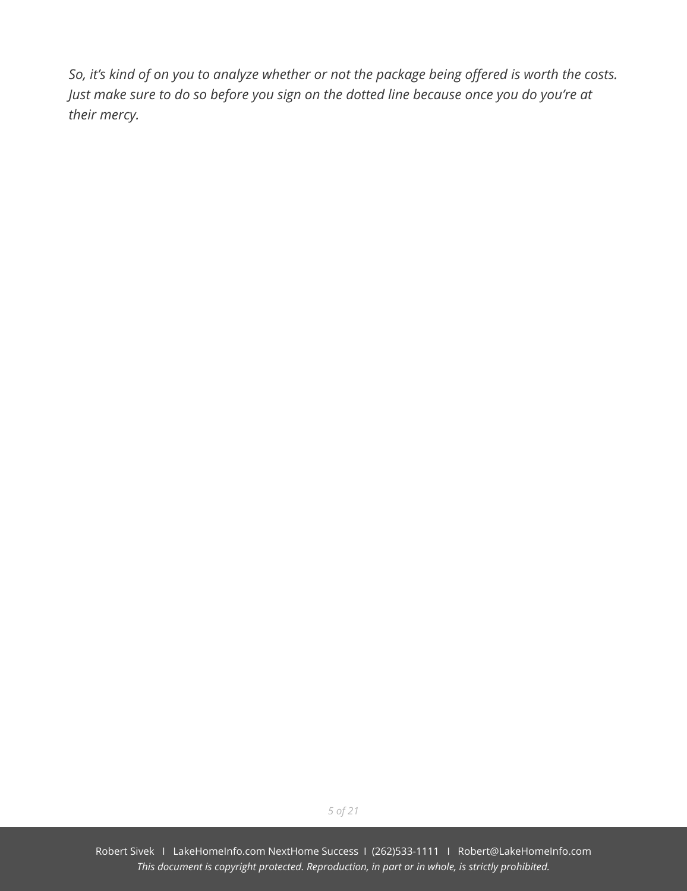*So, it's kind of on you to analyze whether or not the package being offered is worth the costs. Just make sure to do so before you sign on the dotted line because once you do you're at their mercy.*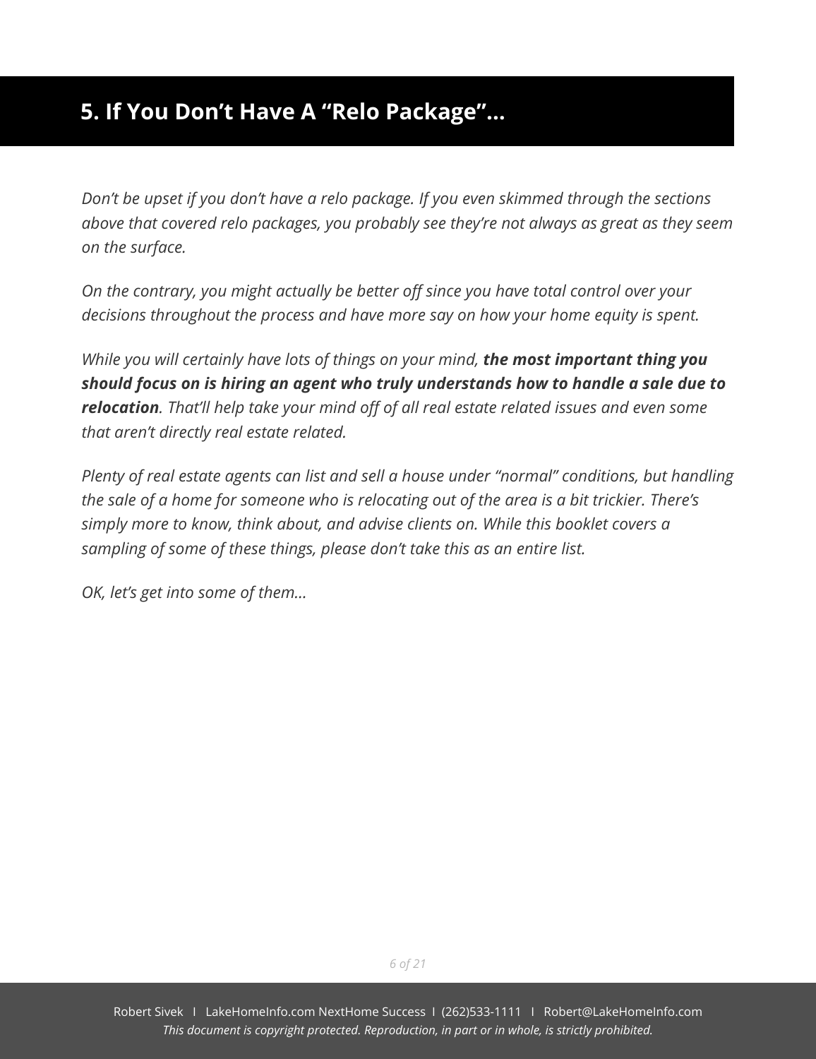## 5. If You Don't Have A "Relo Package"...

*Don't be upset if you don't have a relo package. If you even skimmed through the sections above that covered relo packages, you probably see they're not always as great as they seem on the surface.*

*On the contrary, you might actually be better off since you have total control over your decisions throughout the process and have more say on how your home equity is spent.*

*While you will certainly have lots of things on your mind, **the most important thing you should focus on is hiring an agent who truly understands how to handle a sale due to relocation**. That'll help take your mind off of all real estate related issues and even some that aren't directly real estate related.*

*Plenty of real estate agents can list and sell a house under "normal" conditions, but handling the sale of a home for someone who is relocating out of the area is a bit trickier. There's simply more to know, think about, and advise clients on. While this booklet covers a sampling of some of these things, please don't take this as an entire list.*

*OK, let's get into some of them...*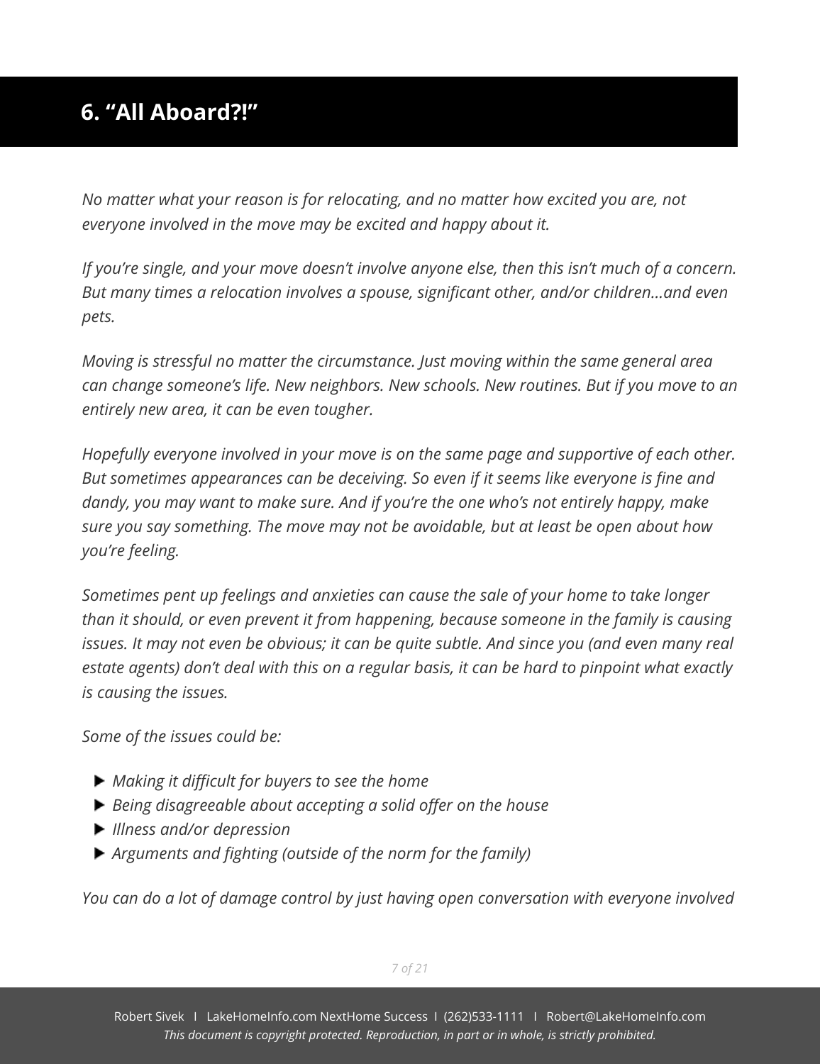## 6. "All Aboard?!"

*No matter what your reason is for relocating, and no matter how excited you are, not everyone involved in the move may be excited and happy about it.*

*If you're single, and your move doesn't involve anyone else, then this isn't much of a concern. But many times a relocation involves a spouse, significant other, and/or children…and even pets.*

*Moving is stressful no matter the circumstance. Just moving within the same general area can change someone's life. New neighbors. New schools. New routines. But if you move to an entirely new area, it can be even tougher.*

*Hopefully everyone involved in your move is on the same page and supportive of each other. But sometimes appearances can be deceiving. So even if it seems like everyone is fine and dandy, you may want to make sure. And if you're the one who's not entirely happy, make sure you say something. The move may not be avoidable, but at least be open about how you're feeling.*

*Sometimes pent up feelings and anxieties can cause the sale of your home to take longer than it should, or even prevent it from happening, because someone in the family is causing issues. It may not even be obvious; it can be quite subtle. And since you (and even many real estate agents) don't deal with this on a regular basis, it can be hard to pinpoint what exactly is causing the issues.*

*Some of the issues could be:*

- *Making it difficult for buyers to see the home*
- *Being disagreeable about accepting a solid offer on the house*
- *Illness and/or depression*
- *Arguments and fighting (outside of the norm for the family)*

*You can do a lot of damage control by just having open conversation with everyone involved*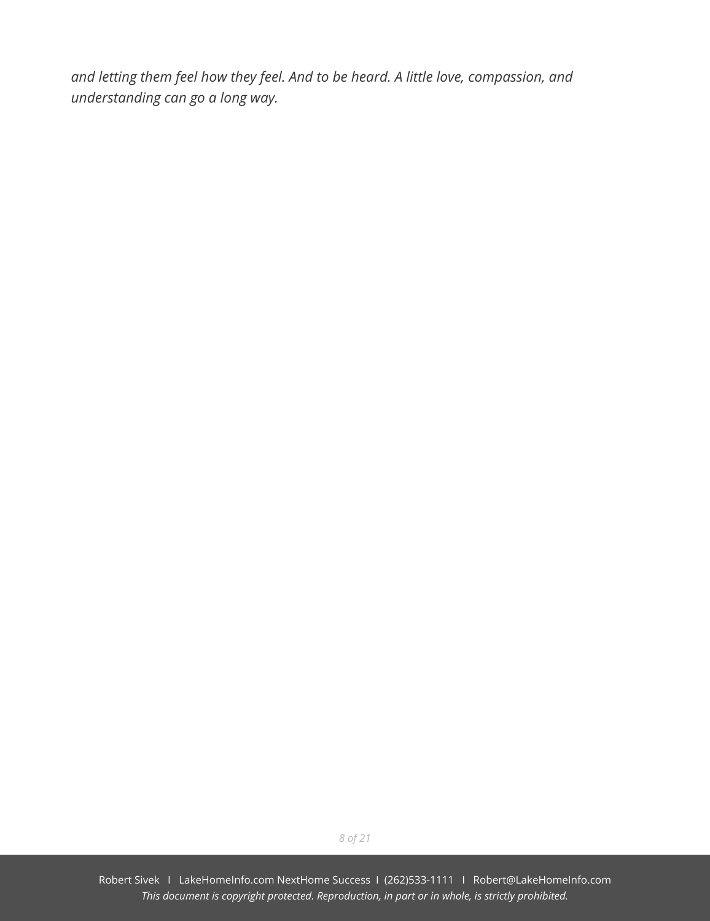*and letting them feel how they feel. And to be heard. A little love, compassion, and understanding can go a long way.*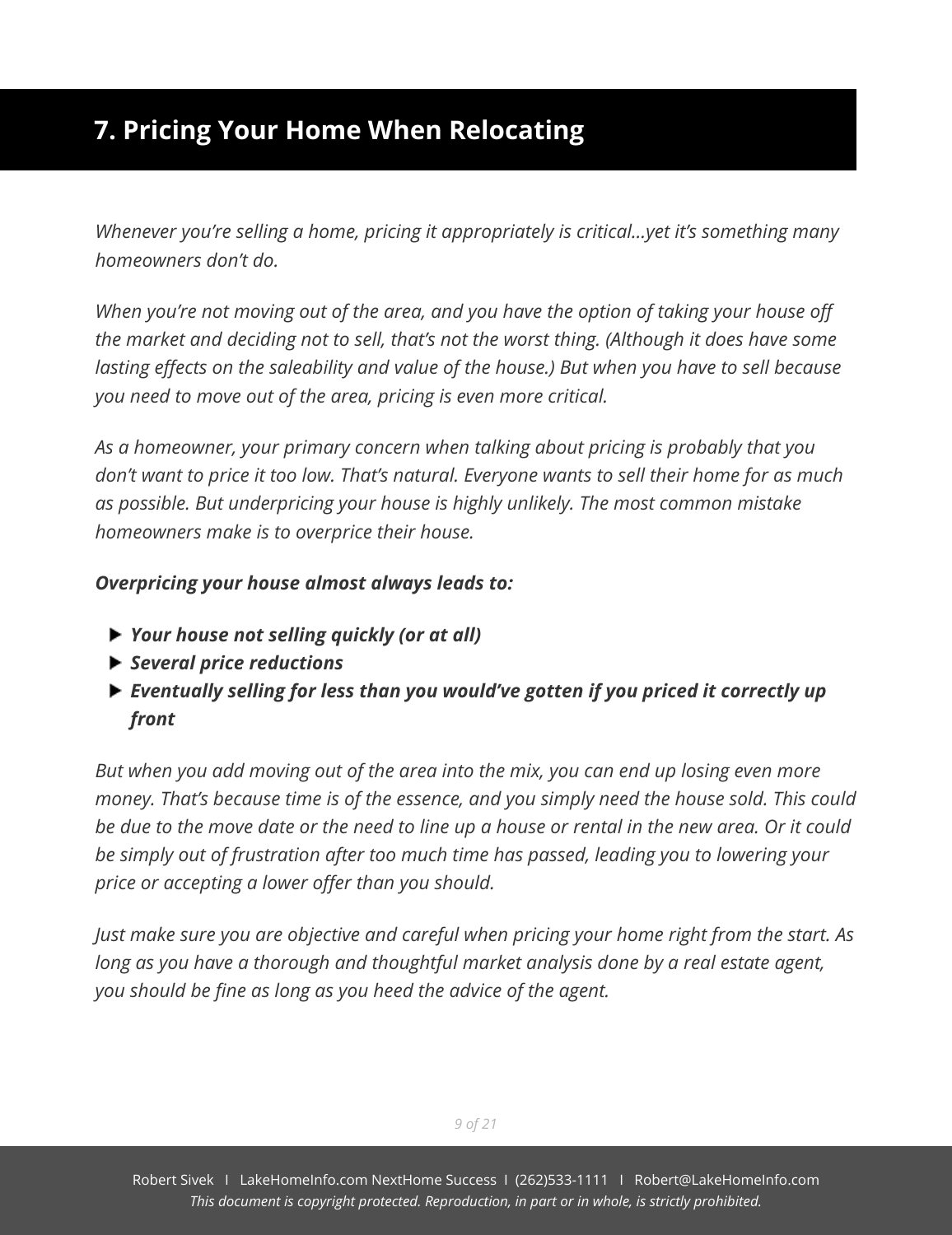## 7. Pricing Your Home When Relocating

*Whenever you're selling a home, pricing it appropriately is critical…yet it's something many homeowners don't do.*

*When you're not moving out of the area, and you have the option of taking your house off the market and deciding not to sell, that's not the worst thing. (Although it does have some lasting effects on the saleability and value of the house.) But when you have to sell because you need to move out of the area, pricing is even more critical.*

*As a homeowner, your primary concern when talking about pricing is probably that you don't want to price it too low. That's natural. Everyone wants to sell their home for as much as possible. But underpricing your house is highly unlikely. The most common mistake homeowners make is to overprice their house.*

***Overpricing your house almost always leads to:***

- ***Your house not selling quickly (or at all)***
- ***Several price reductions***
- ***Eventually selling for less than you would've gotten if you priced it correctly up front***

*But when you add moving out of the area into the mix, you can end up losing even more money. That's because time is of the essence, and you simply need the house sold. This could be due to the move date or the need to line up a house or rental in the new area. Or it could be simply out of frustration after too much time has passed, leading you to lowering your price or accepting a lower offer than you should.*

*Just make sure you are objective and careful when pricing your home right from the start. As long as you have a thorough and thoughtful market analysis done by a real estate agent, you should be fine as long as you heed the advice of the agent.*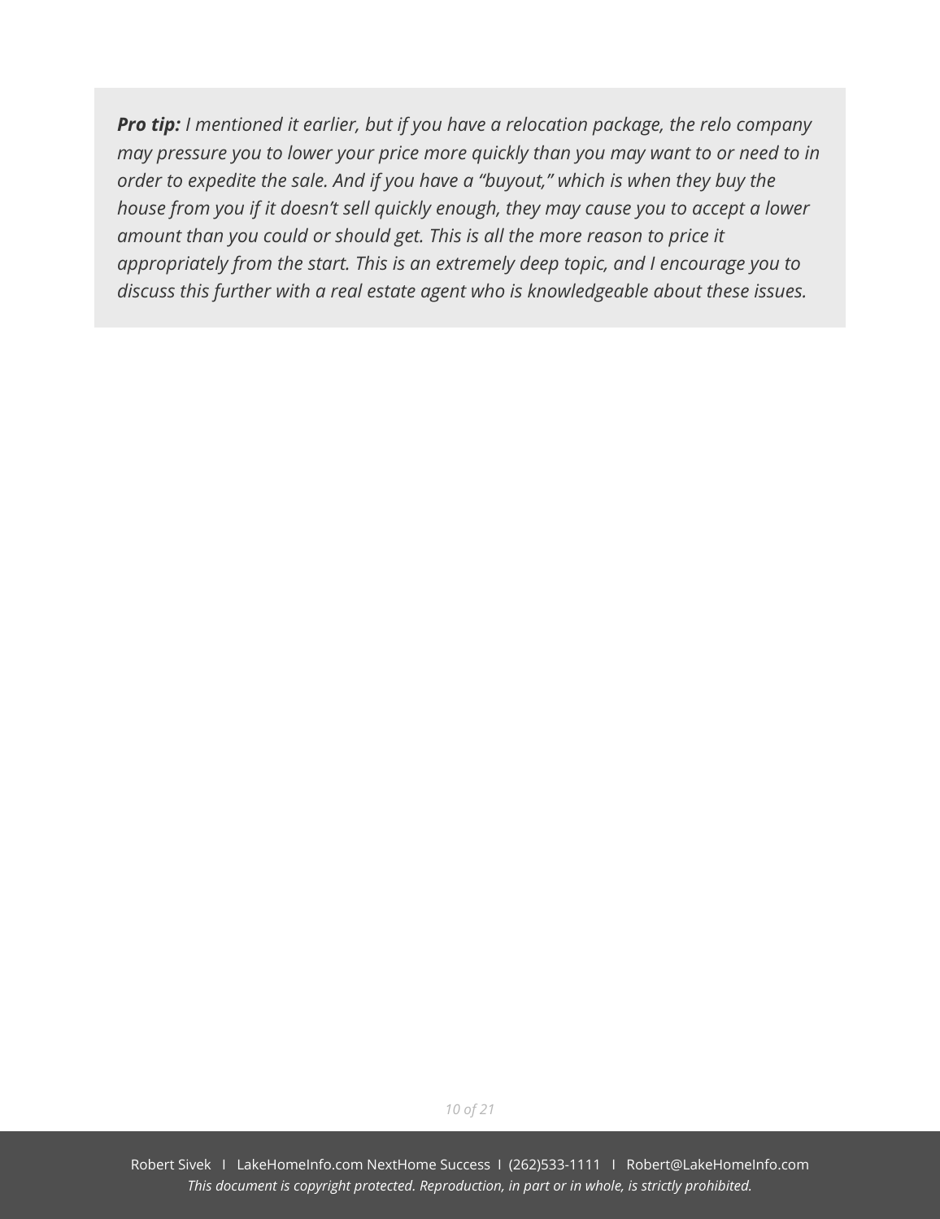***Pro tip:*** *I mentioned it earlier, but if you have a relocation package, the relo company may pressure you to lower your price more quickly than you may want to or need to in order to expedite the sale. And if you have a "buyout," which is when they buy the house from you if it doesn't sell quickly enough, they may cause you to accept a lower amount than you could or should get. This is all the more reason to price it appropriately from the start. This is an extremely deep topic, and I encourage you to discuss this further with a real estate agent who is knowledgeable about these issues.*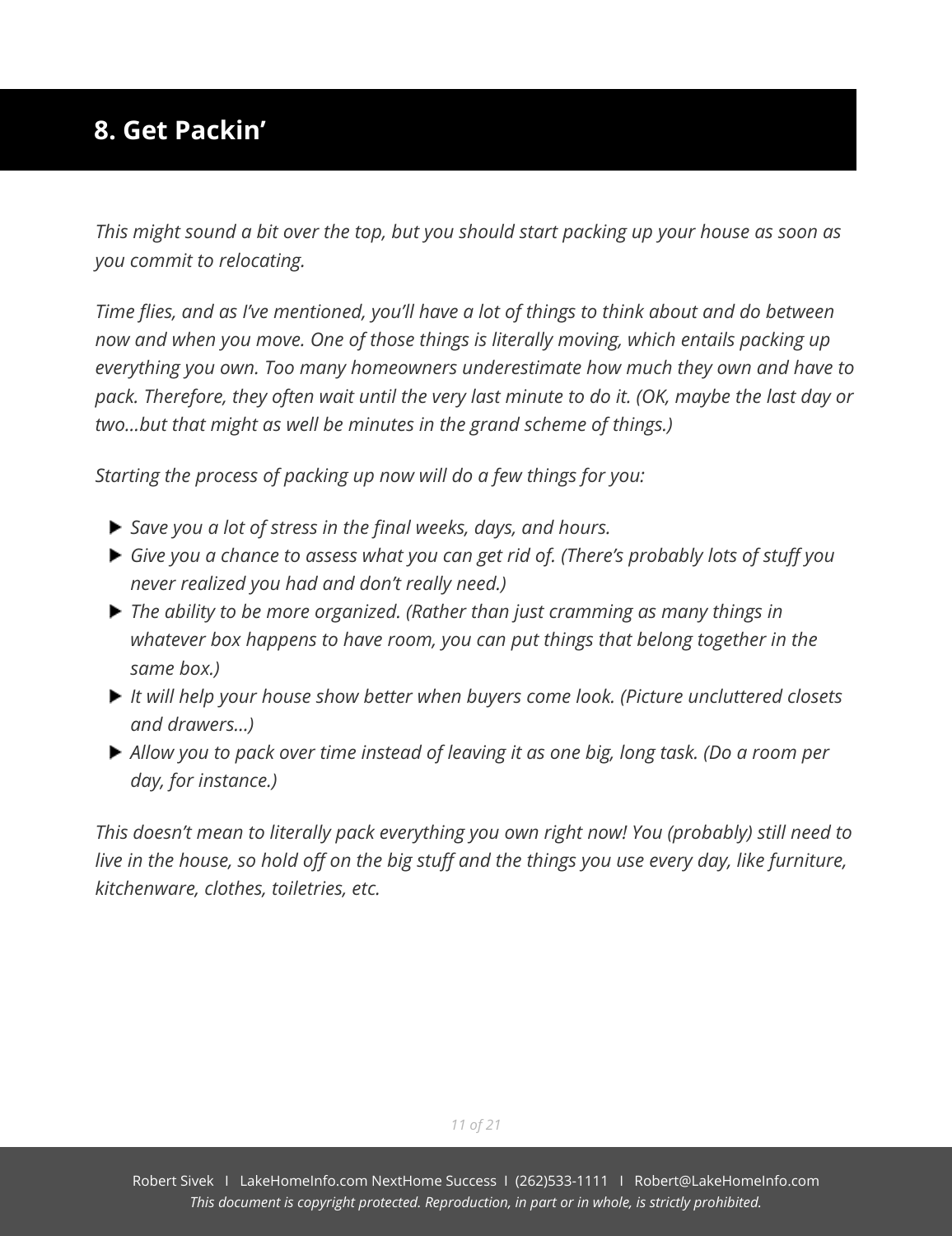## 8. Get Packin’

*This might sound a bit over the top, but you should start packing up your house as soon as you commit to relocating.*

*Time flies, and as I’ve mentioned, you’ll have a lot of things to think about and do between now and when you move. One of those things is literally moving, which entails packing up everything you own. Too many homeowners underestimate how much they own and have to pack. Therefore, they often wait until the very last minute to do it. (OK, maybe the last day or two…but that might as well be minutes in the grand scheme of things.)*

*Starting the process of packing up now will do a few things for you:*

- *Save you a lot of stress in the final weeks, days, and hours.*
- *Give you a chance to assess what you can get rid of. (There’s probably lots of stuff you never realized you had and don’t really need.)*
- *The ability to be more organized. (Rather than just cramming as many things in whatever box happens to have room, you can put things that belong together in the same box.)*
- *It will help your house show better when buyers come look. (Picture uncluttered closets and drawers…)*
- *Allow you to pack over time instead of leaving it as one big, long task. (Do a room per day, for instance.)*

*This doesn’t mean to literally pack everything you own right now! You (probably) still need to live in the house, so hold off on the big stuff and the things you use every day, like furniture, kitchenware, clothes, toiletries, etc.*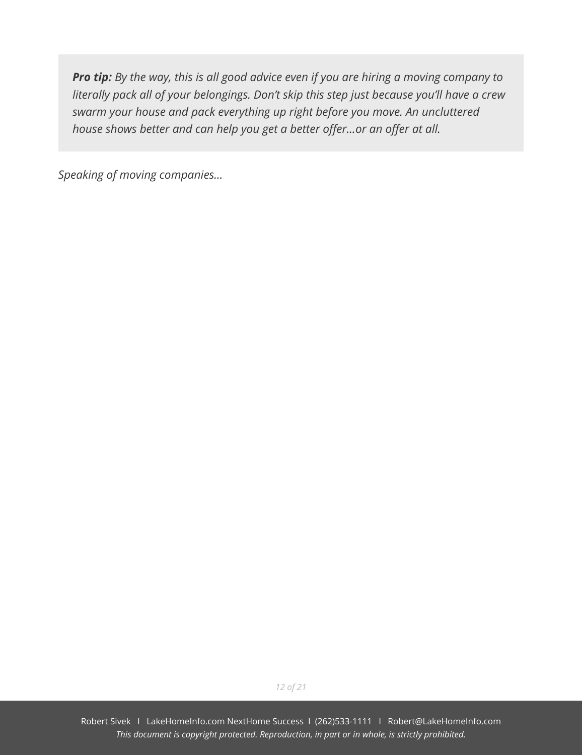> ***Pro tip:*** *By the way, this is all good advice even if you are hiring a moving company to literally pack all of your belongings. Don't skip this step just because you'll have a crew swarm your house and pack everything up right before you move. An uncluttered house shows better and can help you get a better offer…or an offer at all.*

*Speaking of moving companies…*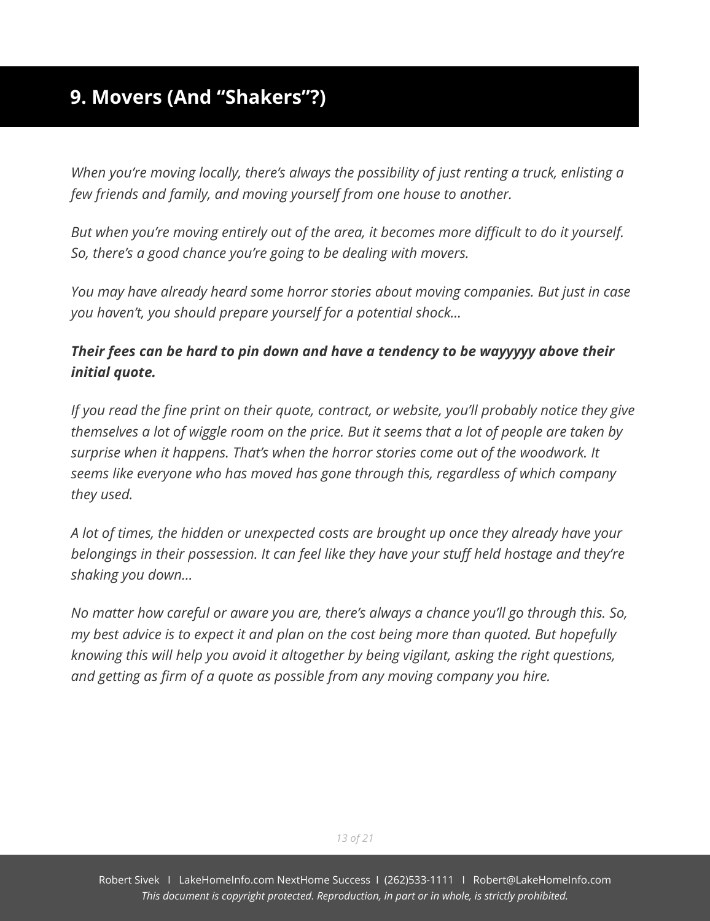## 9. Movers (And "Shakers"?)

*When you're moving locally, there's always the possibility of just renting a truck, enlisting a few friends and family, and moving yourself from one house to another.*

*But when you're moving entirely out of the area, it becomes more difficult to do it yourself. So, there's a good chance you're going to be dealing with movers.*

*You may have already heard some horror stories about moving companies. But just in case you haven't, you should prepare yourself for a potential shock…*

***Their fees can be hard to pin down and have a tendency to be wayyyyy above their initial quote.***

*If you read the fine print on their quote, contract, or website, you'll probably notice they give themselves a lot of wiggle room on the price. But it seems that a lot of people are taken by surprise when it happens. That's when the horror stories come out of the woodwork. It seems like everyone who has moved has gone through this, regardless of which company they used.*

*A lot of times, the hidden or unexpected costs are brought up once they already have your belongings in their possession. It can feel like they have your stuff held hostage and they're shaking you down…*

*No matter how careful or aware you are, there's always a chance you'll go through this. So, my best advice is to expect it and plan on the cost being more than quoted. But hopefully knowing this will help you avoid it altogether by being vigilant, asking the right questions, and getting as firm of a quote as possible from any moving company you hire.*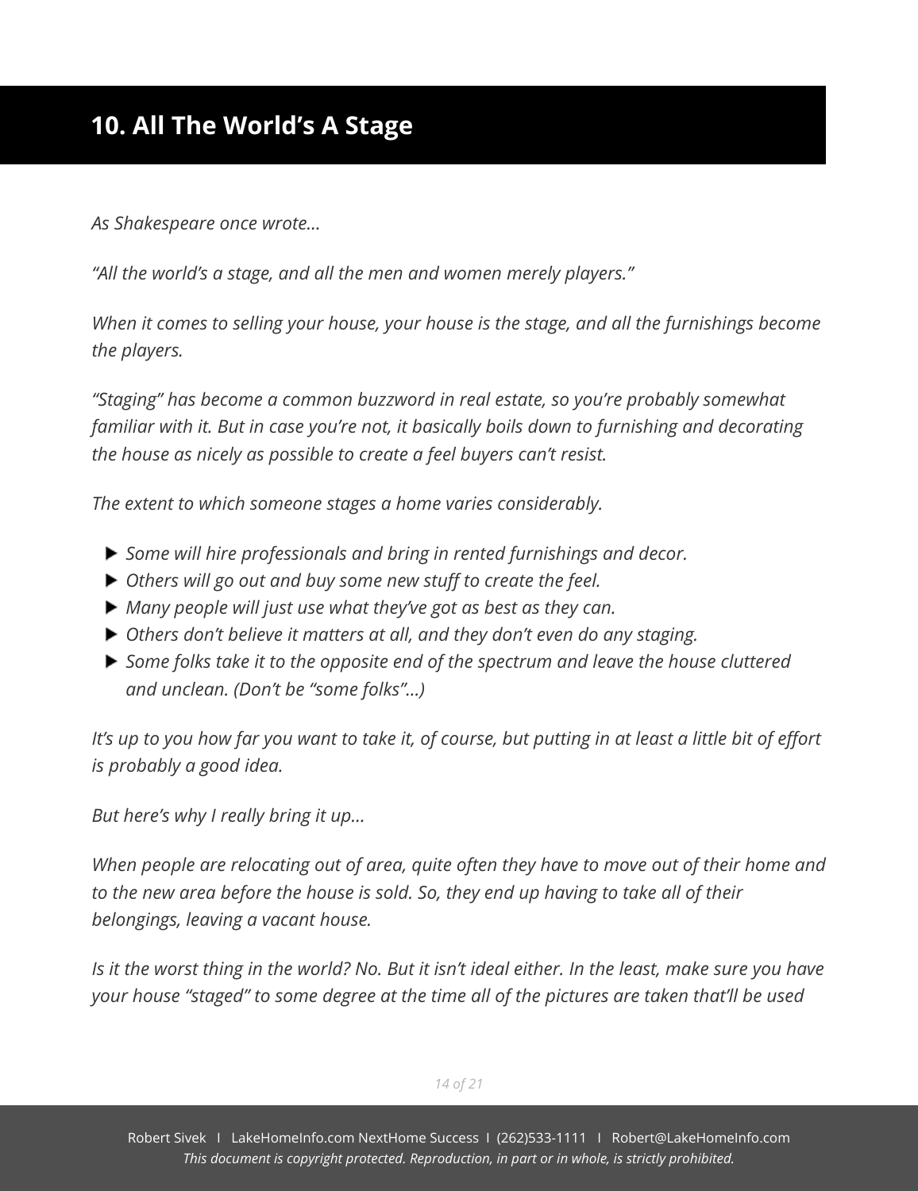## 10. All The World's A Stage

*As Shakespeare once wrote...*

*"All the world's a stage, and all the men and women merely players."*

*When it comes to selling your house, your house is the stage, and all the furnishings become the players.*

*"Staging" has become a common buzzword in real estate, so you're probably somewhat familiar with it. But in case you're not, it basically boils down to furnishing and decorating the house as nicely as possible to create a feel buyers can't resist.*

*The extent to which someone stages a home varies considerably.*

- *Some will hire professionals and bring in rented furnishings and decor.*
- *Others will go out and buy some new stuff to create the feel.*
- *Many people will just use what they've got as best as they can.*
- *Others don't believe it matters at all, and they don't even do any staging.*
- *Some folks take it to the opposite end of the spectrum and leave the house cluttered and unclean. (Don't be "some folks"...)*

*It's up to you how far you want to take it, of course, but putting in at least a little bit of effort is probably a good idea.*

*But here's why I really bring it up...*

*When people are relocating out of area, quite often they have to move out of their home and to the new area before the house is sold. So, they end up having to take all of their belongings, leaving a vacant house.*

*Is it the worst thing in the world? No. But it isn't ideal either. In the least, make sure you have your house "staged" to some degree at the time all of the pictures are taken that'll be used*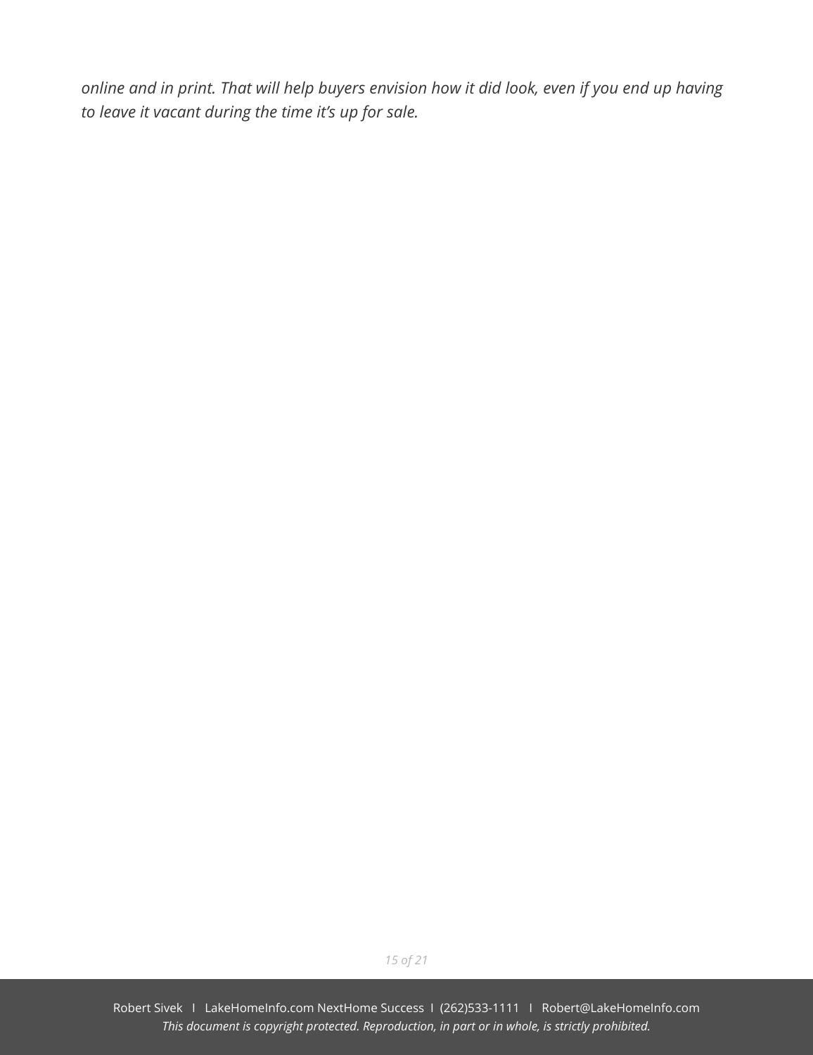*online and in print. That will help buyers envision how it did look, even if you end up having to leave it vacant during the time it's up for sale.*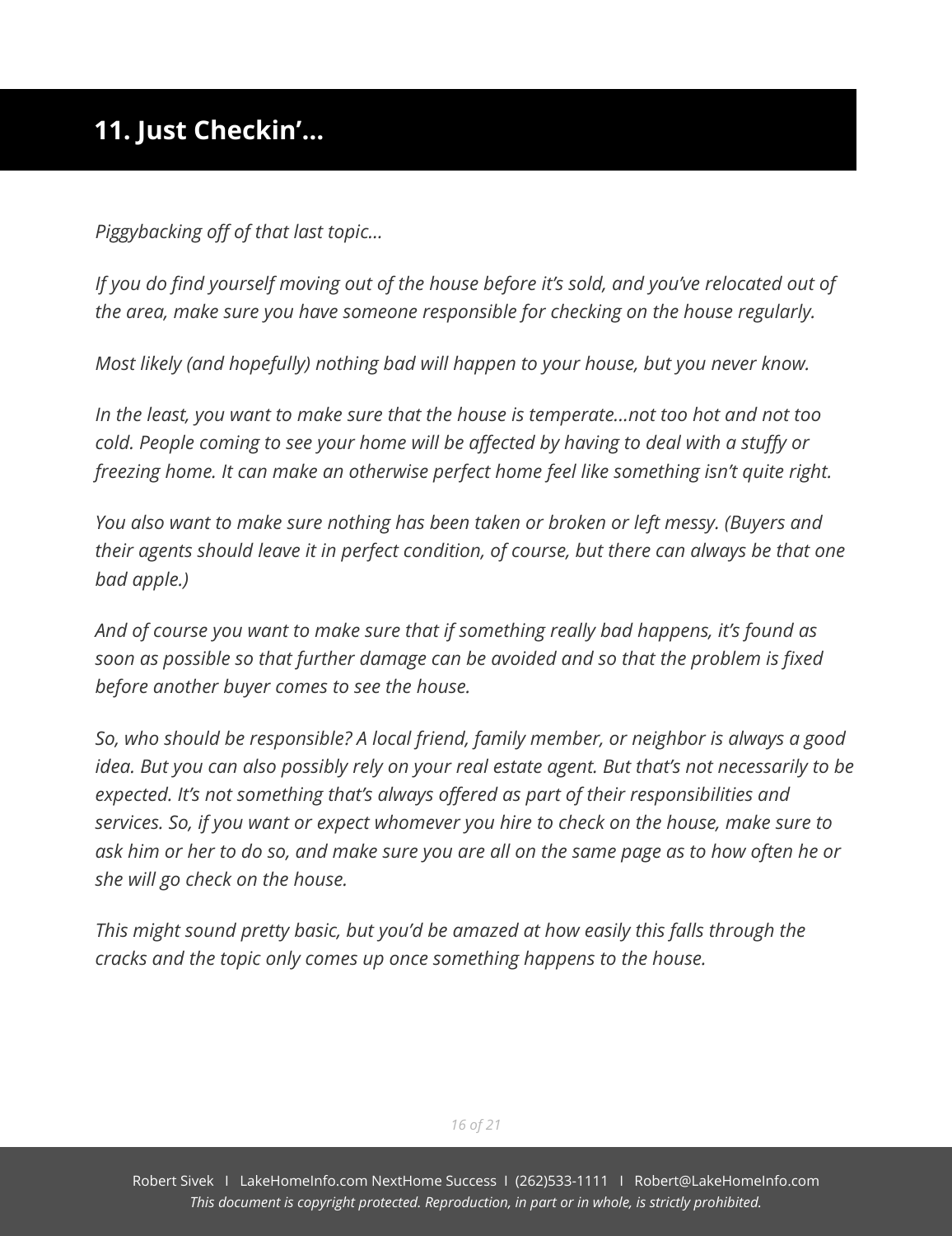## 11. Just Checkin'...

*Piggybacking off of that last topic...*

*If you do find yourself moving out of the house before it's sold, and you've relocated out of the area, make sure you have someone responsible for checking on the house regularly.*

*Most likely (and hopefully) nothing bad will happen to your house, but you never know.*

*In the least, you want to make sure that the house is temperate...not too hot and not too cold. People coming to see your home will be affected by having to deal with a stuffy or freezing home. It can make an otherwise perfect home feel like something isn't quite right.*

*You also want to make sure nothing has been taken or broken or left messy. (Buyers and their agents should leave it in perfect condition, of course, but there can always be that one bad apple.)*

*And of course you want to make sure that if something really bad happens, it's found as soon as possible so that further damage can be avoided and so that the problem is fixed before another buyer comes to see the house.*

*So, who should be responsible? A local friend, family member, or neighbor is always a good idea. But you can also possibly rely on your real estate agent. But that's not necessarily to be expected. It's not something that's always offered as part of their responsibilities and services. So, if you want or expect whomever you hire to check on the house, make sure to ask him or her to do so, and make sure you are all on the same page as to how often he or she will go check on the house.*

*This might sound pretty basic, but you'd be amazed at how easily this falls through the cracks and the topic only comes up once something happens to the house.*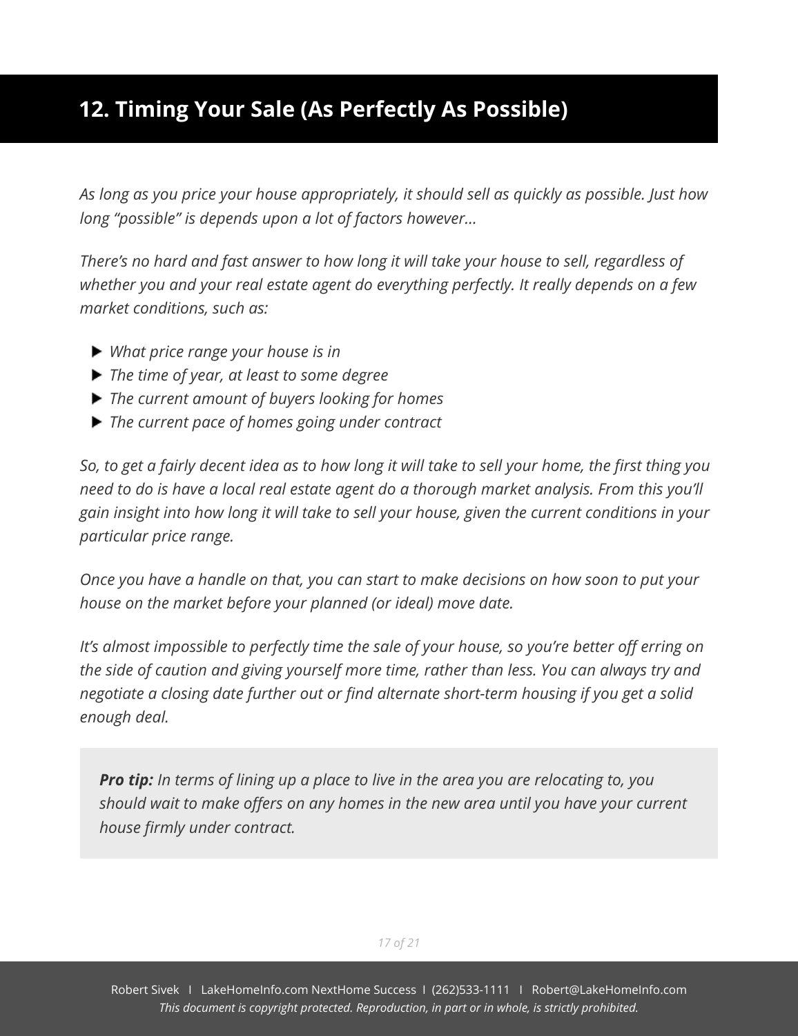## 12. Timing Your Sale (As Perfectly As Possible)

*As long as you price your house appropriately, it should sell as quickly as possible. Just how long "possible" is depends upon a lot of factors however…*

*There's no hard and fast answer to how long it will take your house to sell, regardless of whether you and your real estate agent do everything perfectly. It really depends on a few market conditions, such as:*

- *What price range your house is in*
- *The time of year, at least to some degree*
- *The current amount of buyers looking for homes*
- *The current pace of homes going under contract*

*So, to get a fairly decent idea as to how long it will take to sell your home, the first thing you need to do is have a local real estate agent do a thorough market analysis. From this you'll gain insight into how long it will take to sell your house, given the current conditions in your particular price range.*

*Once you have a handle on that, you can start to make decisions on how soon to put your house on the market before your planned (or ideal) move date.*

*It's almost impossible to perfectly time the sale of your house, so you're better off erring on the side of caution and giving yourself more time, rather than less. You can always try and negotiate a closing date further out or find alternate short-term housing if you get a solid enough deal.*

> ***Pro tip:*** *In terms of lining up a place to live in the area you are relocating to, you should wait to make offers on any homes in the new area until you have your current house firmly under contract.*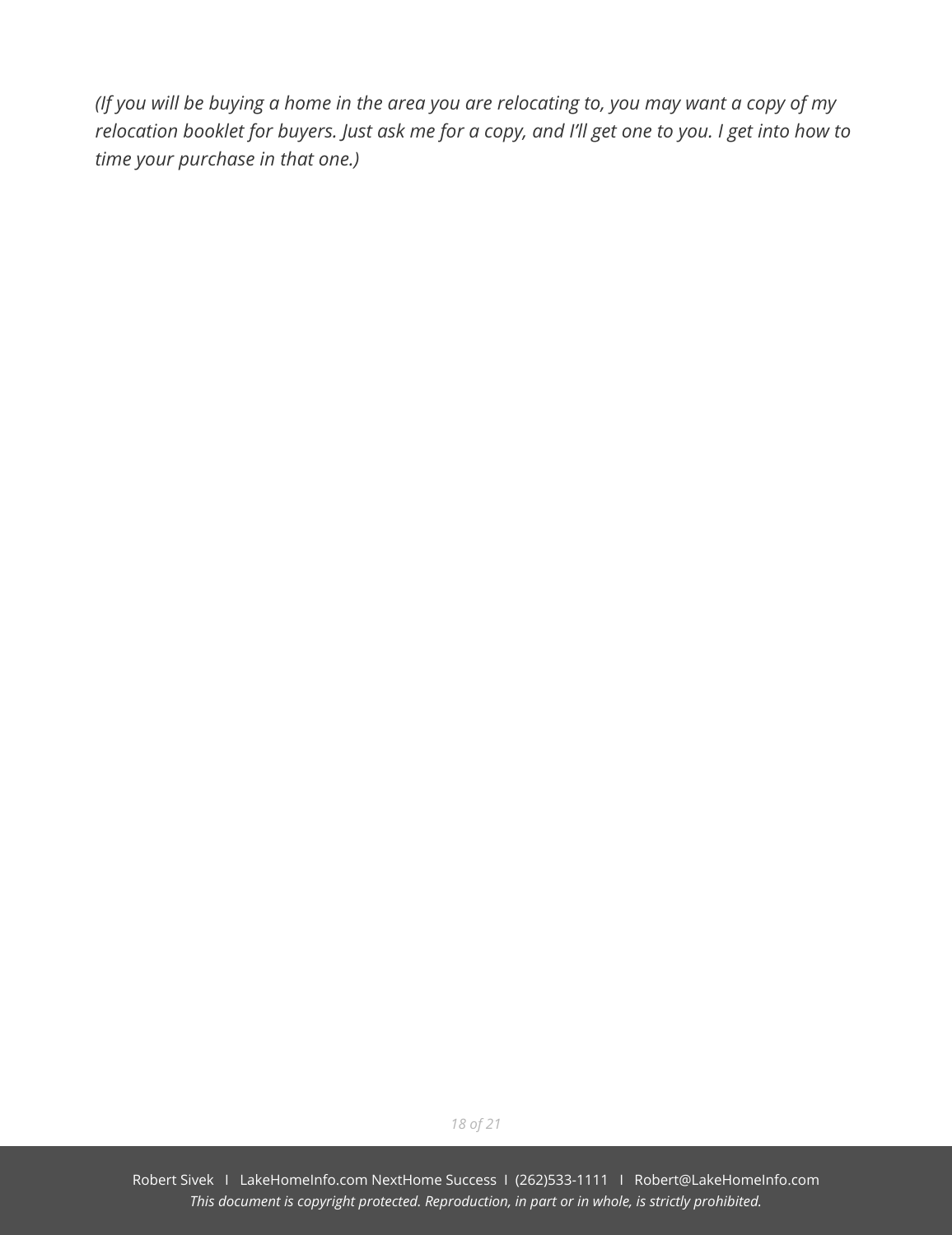*(If you will be buying a home in the area you are relocating to, you may want a copy of my relocation booklet for buyers. Just ask me for a copy, and I'll get one to you. I get into how to time your purchase in that one.)*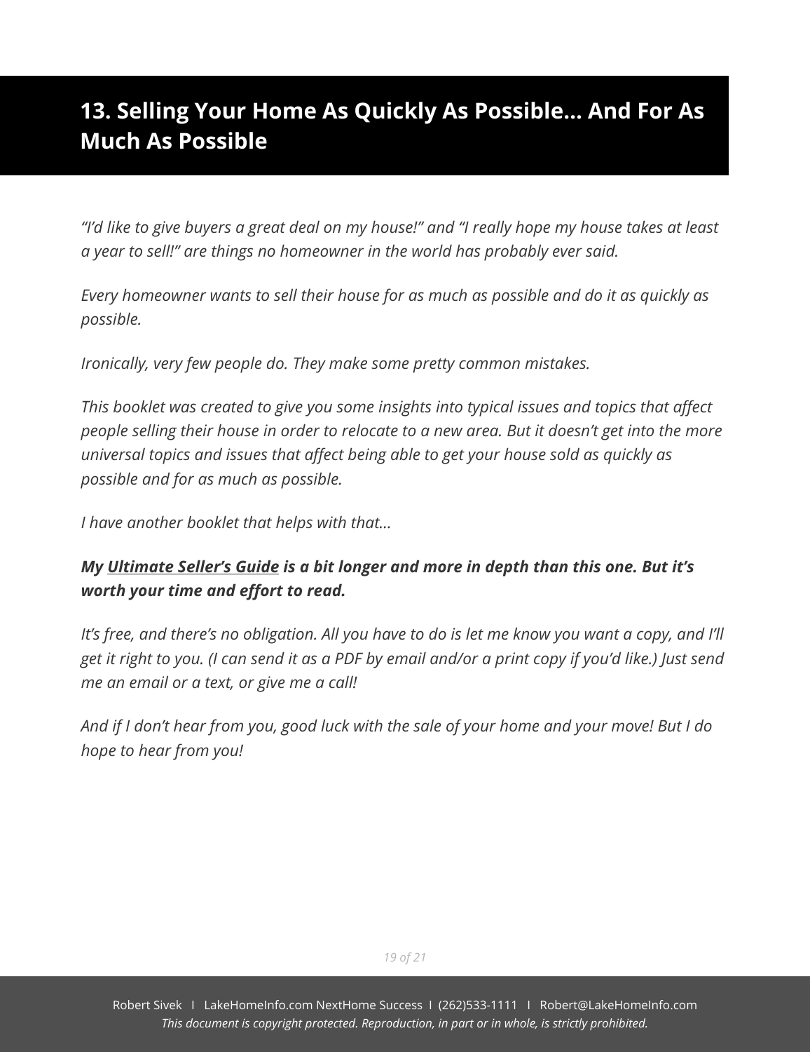## 13. Selling Your Home As Quickly As Possible… And For As Much As Possible

*"I'd like to give buyers a great deal on my house!" and "I really hope my house takes at least a year to sell!" are things no homeowner in the world has probably ever said.*

*Every homeowner wants to sell their house for as much as possible and do it as quickly as possible.*

*Ironically, very few people do. They make some pretty common mistakes.*

*This booklet was created to give you some insights into typical issues and topics that affect people selling their house in order to relocate to a new area. But it doesn't get into the more universal topics and issues that affect being able to get your house sold as quickly as possible and for as much as possible.*

*I have another booklet that helps with that…*

***My Ultimate Seller's Guide is a bit longer and more in depth than this one. But it's worth your time and effort to read.***

*It's free, and there's no obligation. All you have to do is let me know you want a copy, and I'll get it right to you. (I can send it as a PDF by email and/or a print copy if you'd like.) Just send me an email or a text, or give me a call!*

*And if I don't hear from you, good luck with the sale of your home and your move! But I do hope to hear from you!*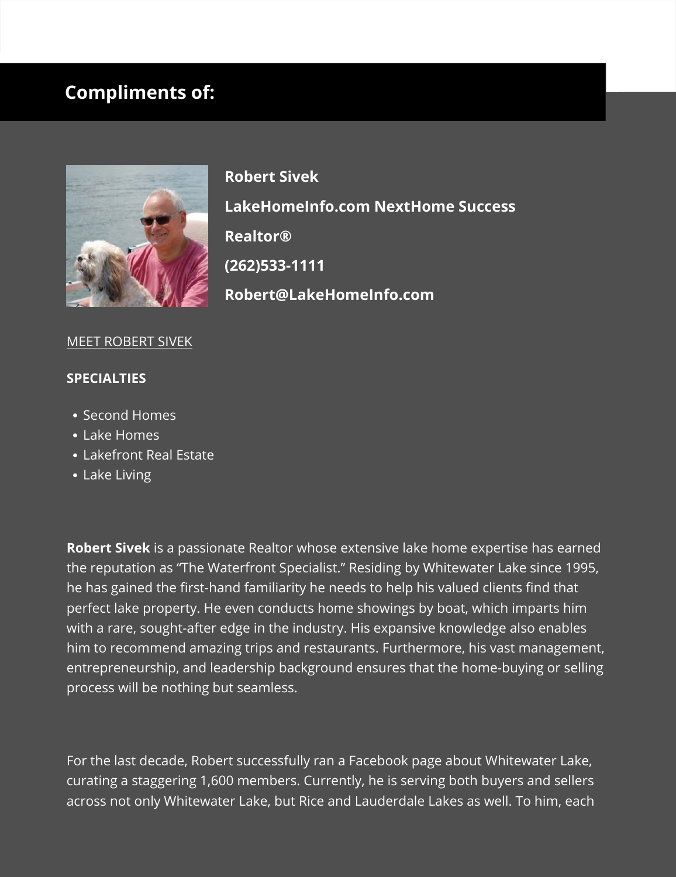## Compliments of:

**Robert Sivek**

**LakeHomeInfo.com NextHome Success**

**Realtor®**

**(262)533-1111**

**Robert@LakeHomeInfo.com**

MEET ROBERT SIVEK

**SPECIALTIES**

- Second Homes
- Lake Homes
- Lakefront Real Estate
- Lake Living

**Robert Sivek** is a passionate Realtor whose extensive lake home expertise has earned the reputation as “The Waterfront Specialist.” Residing by Whitewater Lake since 1995, he has gained the first-hand familiarity he needs to help his valued clients find that perfect lake property. He even conducts home showings by boat, which imparts him with a rare, sought-after edge in the industry. His expansive knowledge also enables him to recommend amazing trips and restaurants. Furthermore, his vast management, entrepreneurship, and leadership background ensures that the home-buying or selling process will be nothing but seamless.

For the last decade, Robert successfully ran a Facebook page about Whitewater Lake, curating a staggering 1,600 members. Currently, he is serving both buyers and sellers across not only Whitewater Lake, but Rice and Lauderdale Lakes as well. To him, each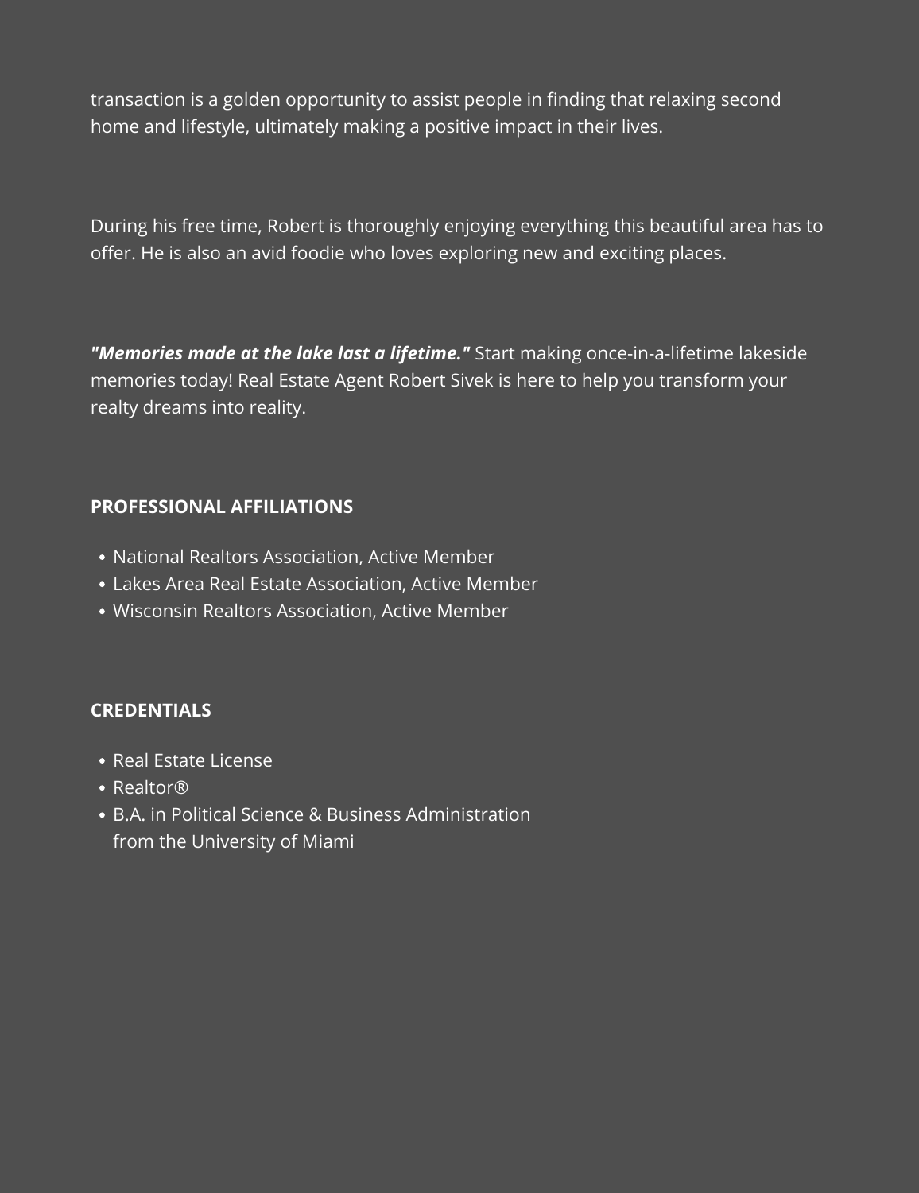transaction is a golden opportunity to assist people in finding that relaxing second home and lifestyle, ultimately making a positive impact in their lives.

During his free time, Robert is thoroughly enjoying everything this beautiful area has to offer. He is also an avid foodie who loves exploring new and exciting places.

***"Memories made at the lake last a lifetime."*** Start making once-in-a-lifetime lakeside memories today! Real Estate Agent Robert Sivek is here to help you transform your realty dreams into reality.

**PROFESSIONAL AFFILIATIONS**

- National Realtors Association, Active Member
- Lakes Area Real Estate Association, Active Member
- Wisconsin Realtors Association, Active Member

**CREDENTIALS**

- Real Estate License
- Realtor®
- B.A. in Political Science & Business Administration from the University of Miami